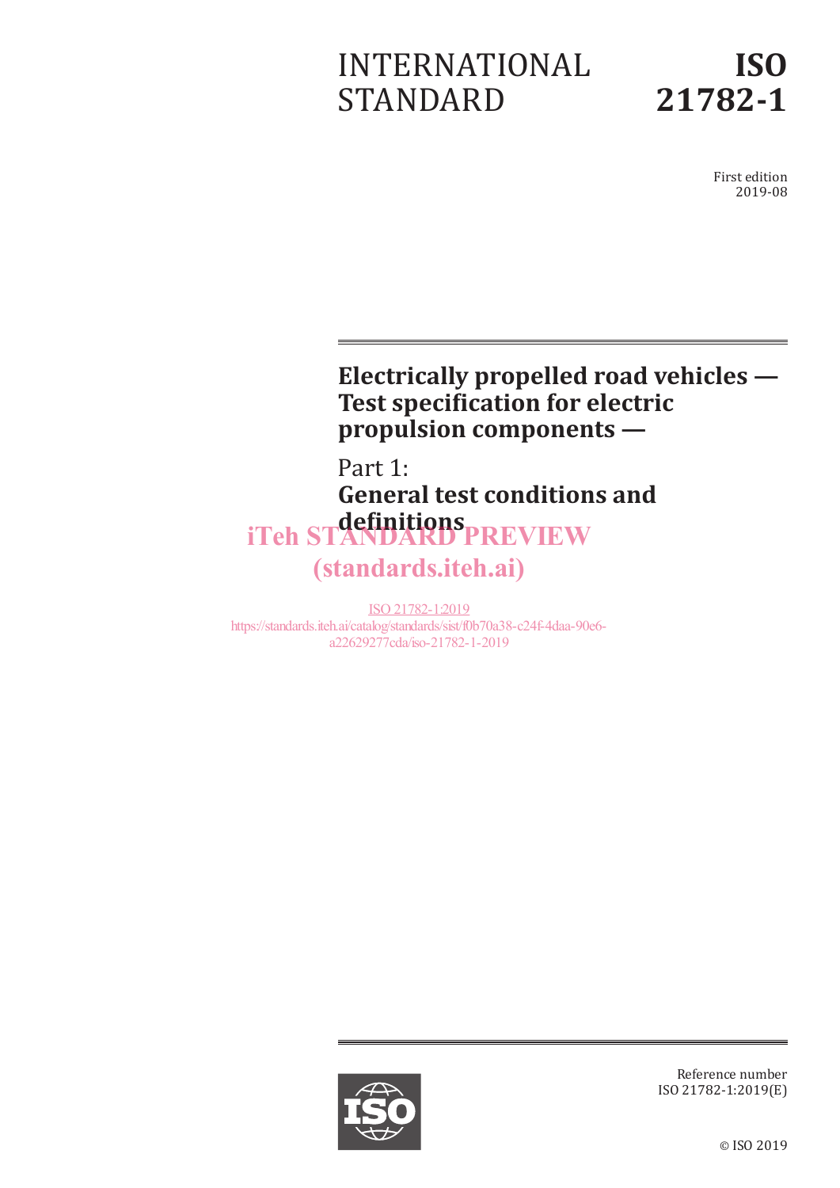# INTERNATIONAL STANDARD

# ISO 21782-1

First edition
2019-08

## Electrically propelled road vehicles — Test specification for electric propulsion components —

## Part 1: General test conditions and definitions

iTeh STANDARD PREVIEW
(standards.iteh.ai)

ISO 21782-1:2019
https://standards.iteh.ai/catalog/standards/sist/f0b70a38-c24f-4daa-90e6-a22629277cda/iso-21782-1-2019

Reference number
ISO 21782-1:2019(E)

© ISO 2019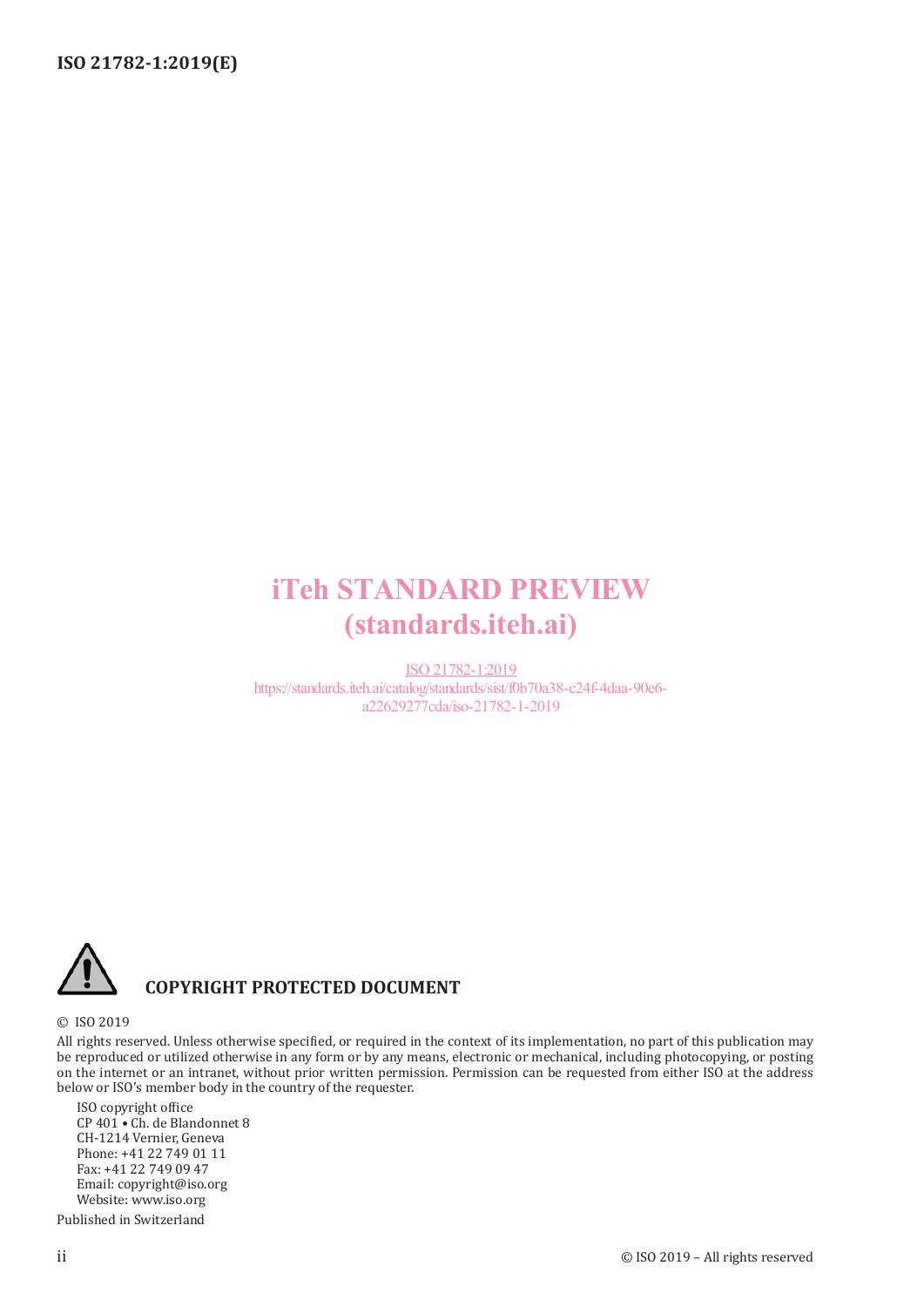iTeh STANDARD PREVIEW
(standards.iteh.ai)

ISO 21782-1:2019
https://standards.iteh.ai/catalog/standards/sist/f0b70a38-c24f-4daa-90e6-a22629277cda/iso-21782-1-2019

**COPYRIGHT PROTECTED DOCUMENT**

© ISO 2019

All rights reserved. Unless otherwise specified, or required in the context of its implementation, no part of this publication may be reproduced or utilized otherwise in any form or by any means, electronic or mechanical, including photocopying, or posting on the internet or an intranet, without prior written permission. Permission can be requested from either ISO at the address below or ISO's member body in the country of the requester.

ISO copyright office
CP 401 • Ch. de Blandonnet 8
CH-1214 Vernier, Geneva
Phone: +41 22 749 01 11
Fax: +41 22 749 09 47
Email: copyright@iso.org
Website: www.iso.org

Published in Switzerland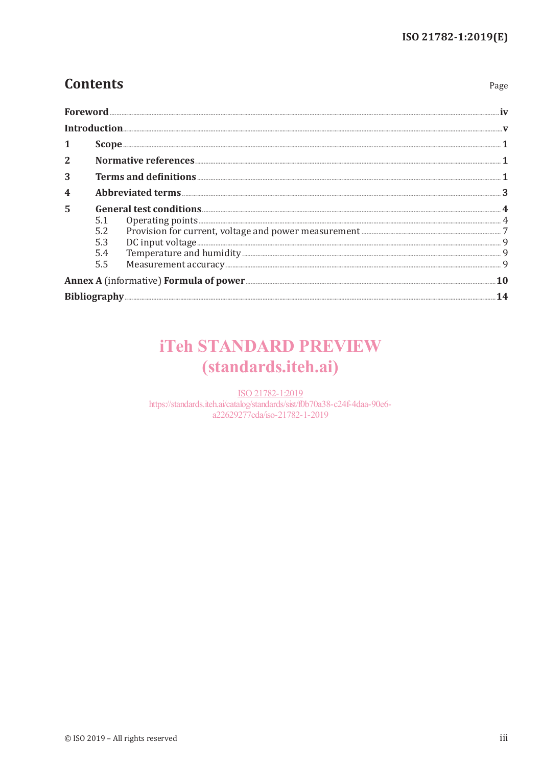# Contents

Page

**Foreword** ..... **iv**

**Introduction** ..... **v**

**1 Scope** ..... **1**

**2 Normative references** ..... **1**

**3 Terms and definitions** ..... **1**

**4 Abbreviated terms** ..... **3**

**5 General test conditions** ..... **4**

- 5.1 Operating points ..... 4
- 5.2 Provision for current, voltage and power measurement ..... 7
- 5.3 DC input voltage ..... 9
- 5.4 Temperature and humidity ..... 9
- 5.5 Measurement accuracy ..... 9

**Annex A** (informative) **Formula of power** ..... **10**

**Bibliography** ..... **14**

iTeh STANDARD PREVIEW
(standards.iteh.ai)

ISO 21782-1:2019
https://standards.iteh.ai/catalog/standards/sist/f0b70a38-c24f-4daa-90e6-a22629277cda/iso-21782-1-2019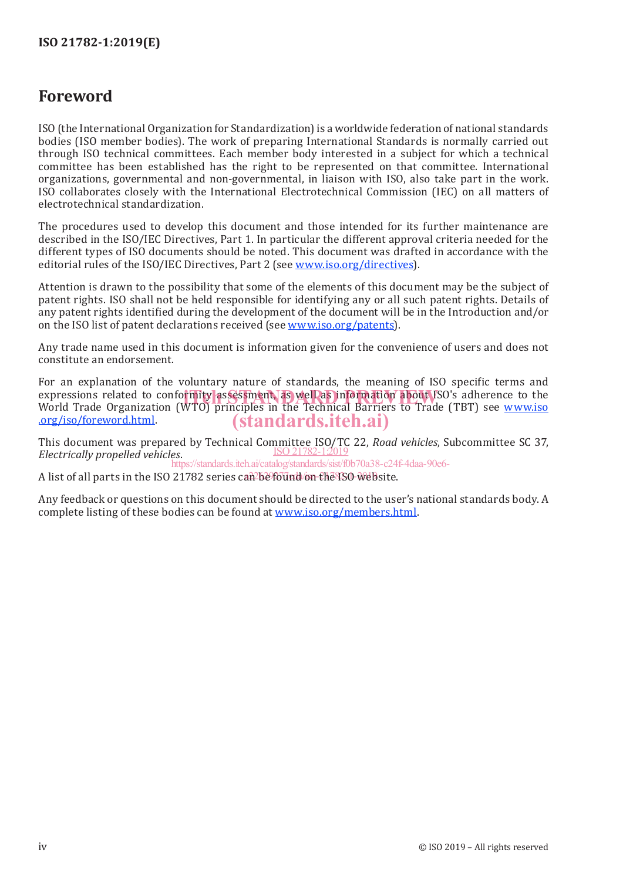# Foreword

ISO (the International Organization for Standardization) is a worldwide federation of national standards bodies (ISO member bodies). The work of preparing International Standards is normally carried out through ISO technical committees. Each member body interested in a subject for which a technical committee has been established has the right to be represented on that committee. International organizations, governmental and non-governmental, in liaison with ISO, also take part in the work. ISO collaborates closely with the International Electrotechnical Commission (IEC) on all matters of electrotechnical standardization.

The procedures used to develop this document and those intended for its further maintenance are described in the ISO/IEC Directives, Part 1. In particular the different approval criteria needed for the different types of ISO documents should be noted. This document was drafted in accordance with the editorial rules of the ISO/IEC Directives, Part 2 (see www.iso.org/directives).

Attention is drawn to the possibility that some of the elements of this document may be the subject of patent rights. ISO shall not be held responsible for identifying any or all such patent rights. Details of any patent rights identified during the development of the document will be in the Introduction and/or on the ISO list of patent declarations received (see www.iso.org/patents).

Any trade name used in this document is information given for the convenience of users and does not constitute an endorsement.

For an explanation of the voluntary nature of standards, the meaning of ISO specific terms and expressions related to conformity assessment, as well as information about ISO's adherence to the World Trade Organization (WTO) principles in the Technical Barriers to Trade (TBT) see www.iso.org/iso/foreword.html.

This document was prepared by Technical Committee ISO/TC 22, *Road vehicles*, Subcommittee SC 37, *Electrically propelled vehicles*.

A list of all parts in the ISO 21782 series can be found on the ISO website.

Any feedback or questions on this document should be directed to the user's national standards body. A complete listing of these bodies can be found at www.iso.org/members.html.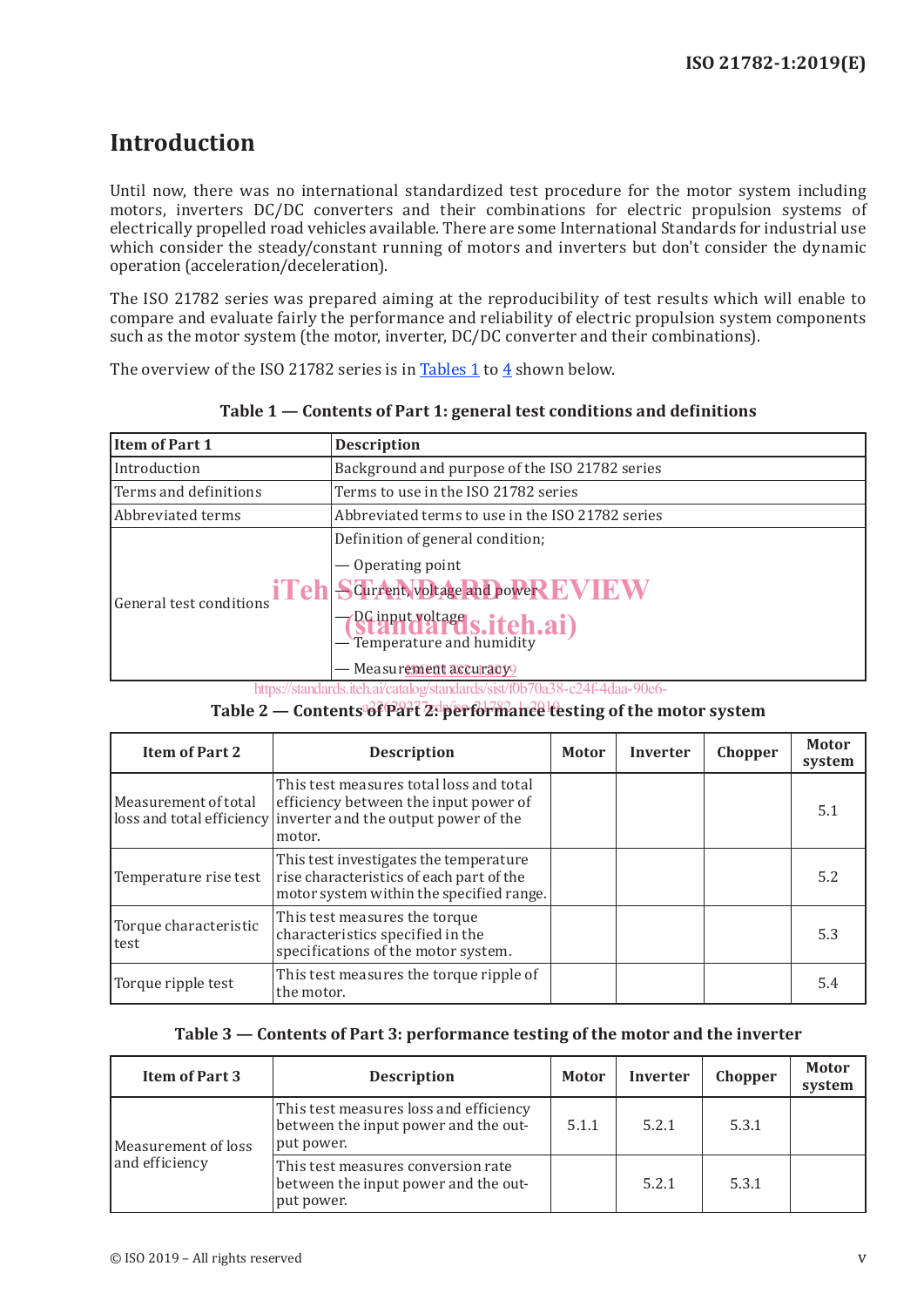# Introduction

Until now, there was no international standardized test procedure for the motor system including motors, inverters DC/DC converters and their combinations for electric propulsion systems of electrically propelled road vehicles available. There are some International Standards for industrial use which consider the steady/constant running of motors and inverters but don't consider the dynamic operation (acceleration/deceleration).

The ISO 21782 series was prepared aiming at the reproducibility of test results which will enable to compare and evaluate fairly the performance and reliability of electric propulsion system components such as the motor system (the motor, inverter, DC/DC converter and their combinations).

The overview of the ISO 21782 series is in Tables 1 to 4 shown below.

**Table 1 — Contents of Part 1: general test conditions and definitions**

| Item of Part 1 | Description |
|---|---|
| Introduction | Background and purpose of the ISO 21782 series |
| Terms and definitions | Terms to use in the ISO 21782 series |
| Abbreviated terms | Abbreviated terms to use in the ISO 21782 series |
| General test conditions | Definition of general condition;<br>— Operating point<br>— Current, voltage and power<br>— DC input voltage<br>— Temperature and humidity<br>— Measurement accuracy |

**Table 2 — Contents of Part 2: performance testing of the motor system**

| Item of Part 2 | Description | Motor | Inverter | Chopper | Motor system |
|---|---|---|---|---|---|
| Measurement of total loss and total efficiency | This test measures total loss and total efficiency between the input power of inverter and the output power of the motor. | | | | 5.1 |
| Temperature rise test | This test investigates the temperature rise characteristics of each part of the motor system within the specified range. | | | | 5.2 |
| Torque characteristic test | This test measures the torque characteristics specified in the specifications of the motor system. | | | | 5.3 |
| Torque ripple test | This test measures the torque ripple of the motor. | | | | 5.4 |

**Table 3 — Contents of Part 3: performance testing of the motor and the inverter**

| Item of Part 3 | Description | Motor | Inverter | Chopper | Motor system |
|---|---|---|---|---|---|
| Measurement of loss and efficiency | This test measures loss and efficiency between the input power and the output power. | 5.1.1 | 5.2.1 | 5.3.1 | |
| | This test measures conversion rate between the input power and the output power. | | 5.2.1 | 5.3.1 | |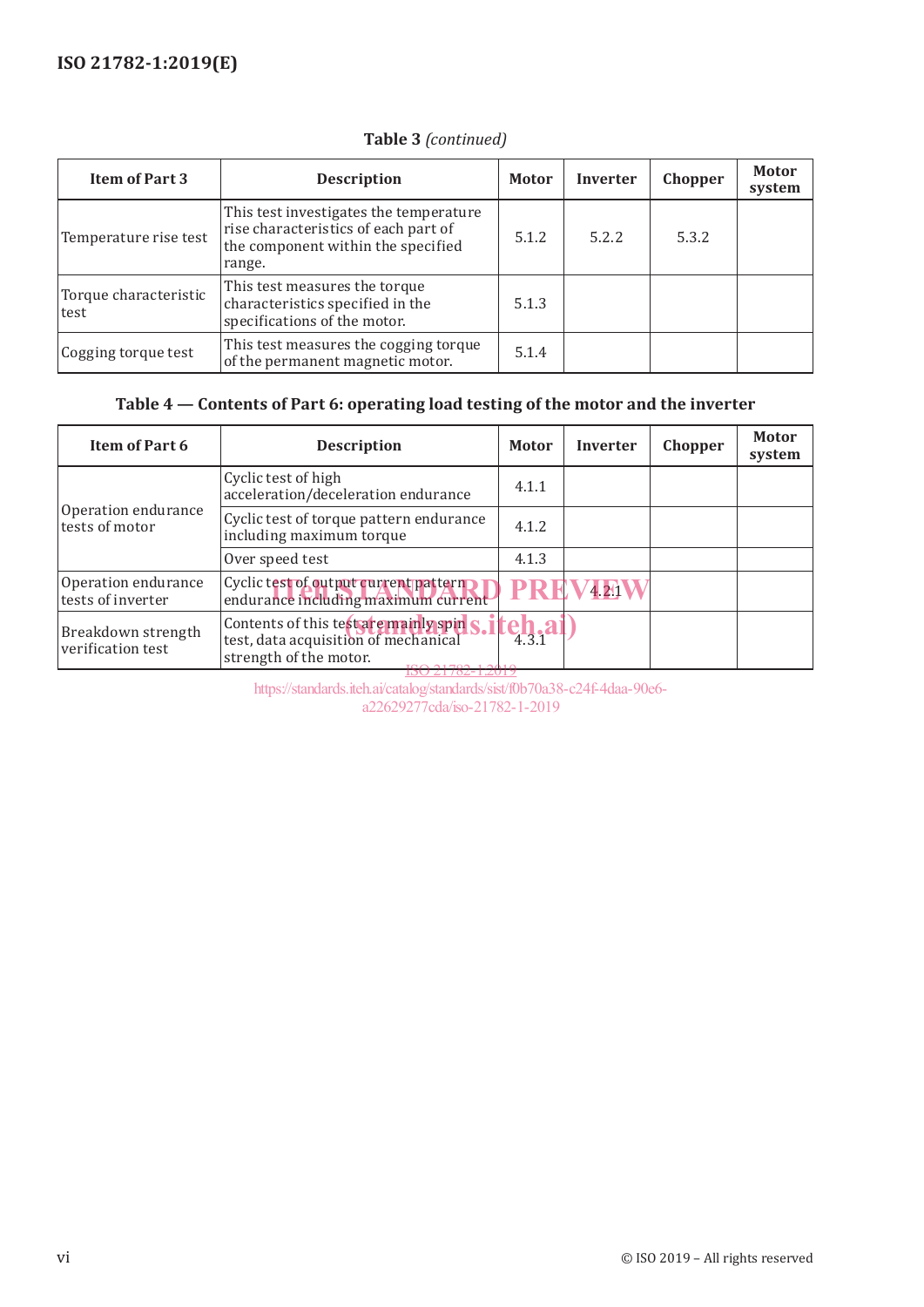**Table 3** *(continued)*

| Item of Part 3 | Description | Motor | Inverter | Chopper | Motor system |
|---|---|---|---|---|---|
| Temperature rise test | This test investigates the temperature rise characteristics of each part of the component within the specified range. | 5.1.2 | 5.2.2 | 5.3.2 | |
| Torque characteristic test | This test measures the torque characteristics specified in the specifications of the motor. | 5.1.3 | | | |
| Cogging torque test | This test measures the cogging torque of the permanent magnetic motor. | 5.1.4 | | | |

**Table 4 — Contents of Part 6: operating load testing of the motor and the inverter**

| Item of Part 6 | Description | Motor | Inverter | Chopper | Motor system |
|---|---|---|---|---|---|
| Operation endurance tests of motor | Cyclic test of high acceleration/deceleration endurance | 4.1.1 | | | |
| | Cyclic test of torque pattern endurance including maximum torque | 4.1.2 | | | |
| | Over speed test | 4.1.3 | | | |
| Operation endurance tests of inverter | Cyclic test of output current pattern endurance including maximum current | | 4.2.1 | | |
| Breakdown strength verification test | Contents of this test are mainly spin test, data acquisition of mechanical strength of the motor. | 4.3.1 | | | |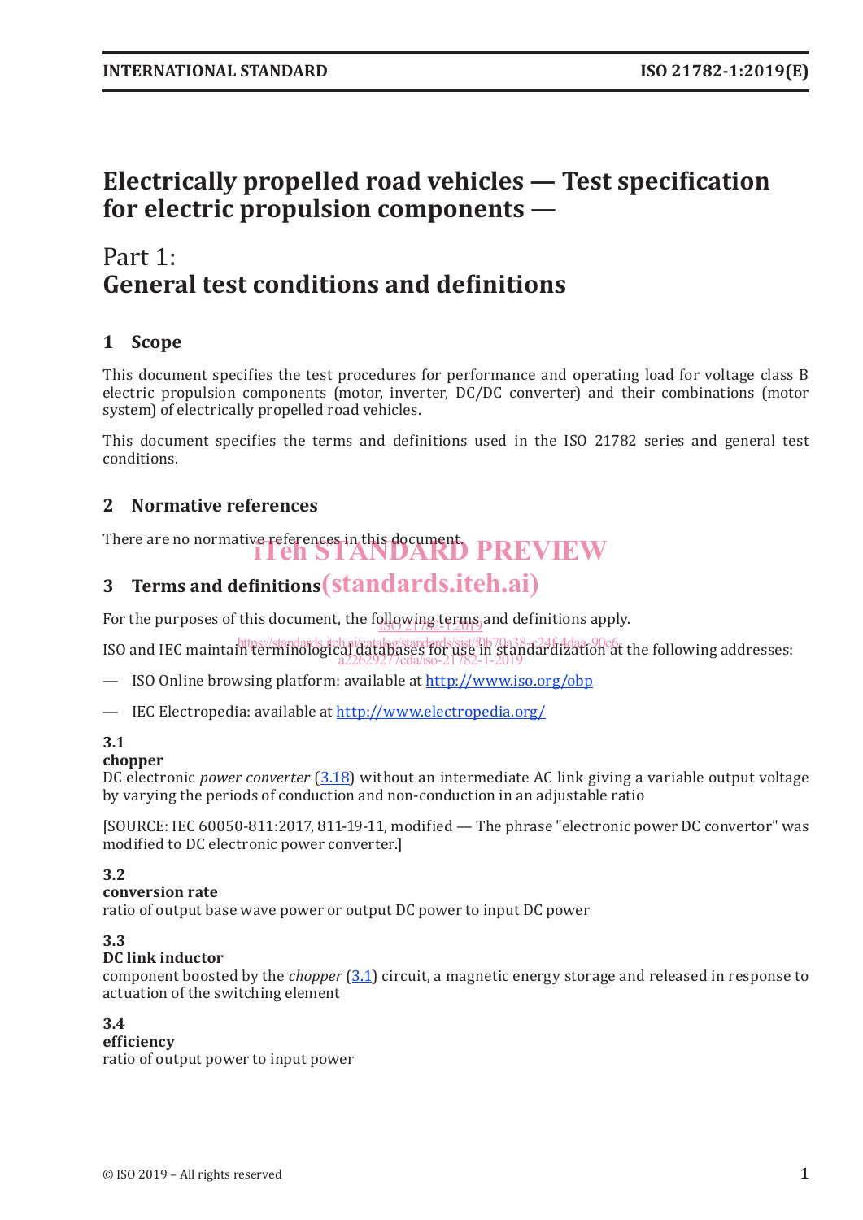# Electrically propelled road vehicles — Test specification for electric propulsion components —

# Part 1: General test conditions and definitions

## 1 Scope

This document specifies the test procedures for performance and operating load for voltage class B electric propulsion components (motor, inverter, DC/DC converter) and their combinations (motor system) of electrically propelled road vehicles.

This document specifies the terms and definitions used in the ISO 21782 series and general test conditions.

## 2 Normative references

There are no normative references in this document.

## 3 Terms and definitions

For the purposes of this document, the following terms and definitions apply.

ISO and IEC maintain terminological databases for use in standardization at the following addresses:

— ISO Online browsing platform: available at http://www.iso.org/obp

— IEC Electropedia: available at http://www.electropedia.org/

**3.1**
**chopper**
DC electronic *power converter* (3.18) without an intermediate AC link giving a variable output voltage by varying the periods of conduction and non-conduction in an adjustable ratio

[SOURCE: IEC 60050-811:2017, 811-19-11, modified — The phrase "electronic power DC convertor" was modified to DC electronic power converter.]

**3.2**
**conversion rate**
ratio of output base wave power or output DC power to input DC power

**3.3**
**DC link inductor**
component boosted by the *chopper* (3.1) circuit, a magnetic energy storage and released in response to actuation of the switching element

**3.4**
**efficiency**
ratio of output power to input power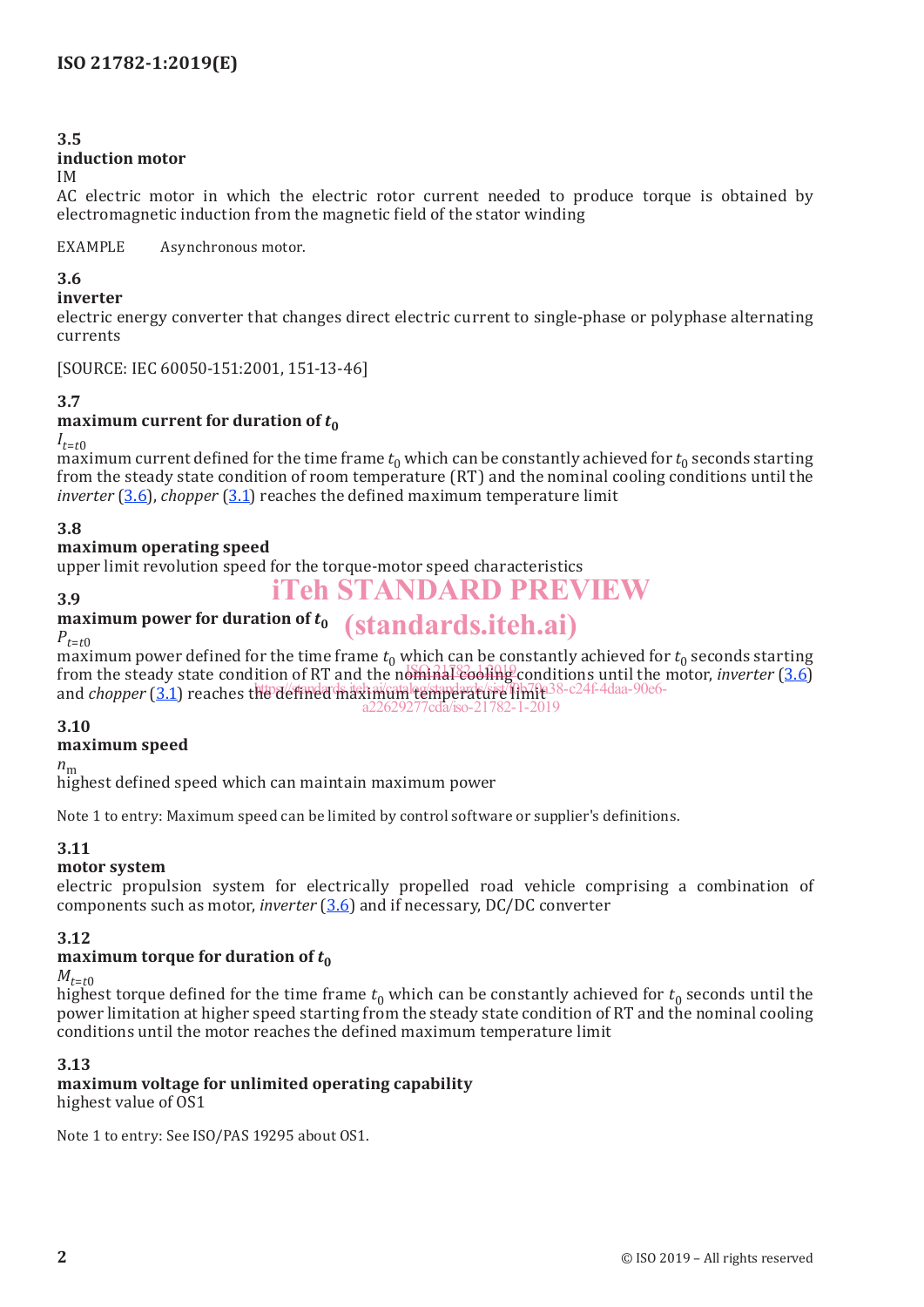### 3.5

**induction motor**

IM

AC electric motor in which the electric rotor current needed to produce torque is obtained by electromagnetic induction from the magnetic field of the stator winding

EXAMPLE Asynchronous motor.

### 3.6

**inverter**

electric energy converter that changes direct electric current to single-phase or polyphase alternating currents

[SOURCE: IEC 60050-151:2001, 151-13-46]

### 3.7

**maximum current for duration of $t_0$**

$I_{t=t0}$

maximum current defined for the time frame $t_0$ which can be constantly achieved for $t_0$ seconds starting from the steady state condition of room temperature (RT) and the nominal cooling conditions until the *inverter* (3.6), *chopper* (3.1) reaches the defined maximum temperature limit

### 3.8

**maximum operating speed**

upper limit revolution speed for the torque-motor speed characteristics

### 3.9

**maximum power for duration of $t_0$**

$P_{t=t0}$

maximum power defined for the time frame $t_0$ which can be constantly achieved for $t_0$ seconds starting from the steady state condition of RT and the nominal cooling conditions until the motor, *inverter* (3.6) and *chopper* (3.1) reaches the defined maximum temperature limit

### 3.10

**maximum speed**

$n_m$

highest defined speed which can maintain maximum power

Note 1 to entry: Maximum speed can be limited by control software or supplier's definitions.

### 3.11

**motor system**

electric propulsion system for electrically propelled road vehicle comprising a combination of components such as motor, *inverter* (3.6) and if necessary, DC/DC converter

### 3.12

**maximum torque for duration of $t_0$**

$M_{t=t0}$

highest torque defined for the time frame $t_0$ which can be constantly achieved for $t_0$ seconds until the power limitation at higher speed starting from the steady state condition of RT and the nominal cooling conditions until the motor reaches the defined maximum temperature limit

### 3.13

**maximum voltage for unlimited operating capability**

highest value of OS1

Note 1 to entry: See ISO/PAS 19295 about OS1.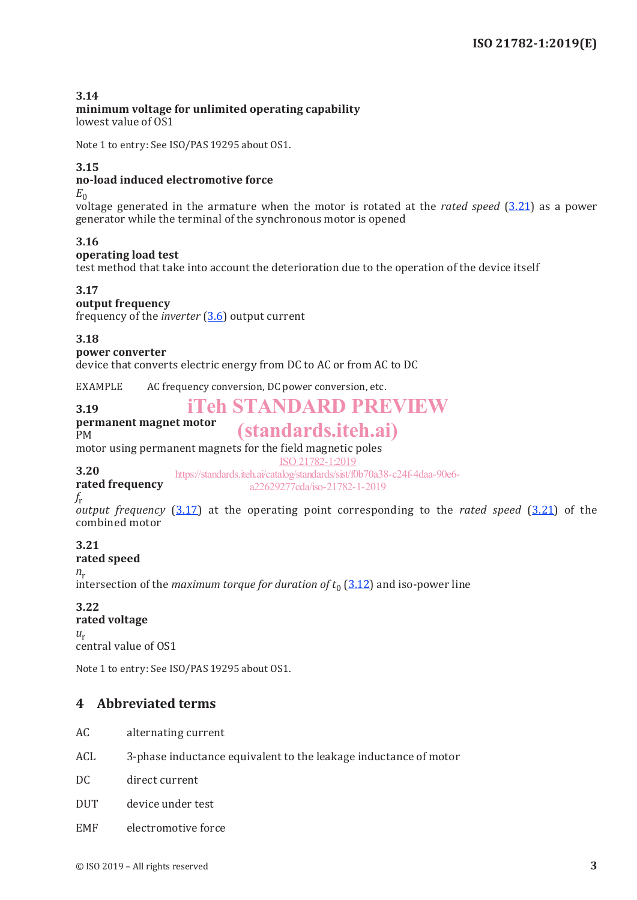**3.14**
**minimum voltage for unlimited operating capability**
lowest value of OS1

Note 1 to entry: See ISO/PAS 19295 about OS1.

**3.15**
**no-load induced electromotive force**
$E_0$
voltage generated in the armature when the motor is rotated at the *rated speed* (3.21) as a power generator while the terminal of the synchronous motor is opened

**3.16**
**operating load test**
test method that take into account the deterioration due to the operation of the device itself

**3.17**
**output frequency**
frequency of the *inverter* (3.6) output current

**3.18**
**power converter**
device that converts electric energy from DC to AC or from AC to DC

EXAMPLE AC frequency conversion, DC power conversion, etc.

**3.19**
**permanent magnet motor**
PM
motor using permanent magnets for the field magnetic poles

**3.20**
**rated frequency**
$f_r$
*output frequency* (3.17) at the operating point corresponding to the *rated speed* (3.21) of the combined motor

**3.21**
**rated speed**
$n_r$
intersection of the *maximum torque for duration of* $t_0$ (3.12) and iso-power line

**3.22**
**rated voltage**
$u_r$
central value of OS1

Note 1 to entry: See ISO/PAS 19295 about OS1.

## 4 Abbreviated terms

| | |
|---|---|
| AC | alternating current |
| ACL | 3-phase inductance equivalent to the leakage inductance of motor |
| DC | direct current |
| DUT | device under test |
| EMF | electromotive force |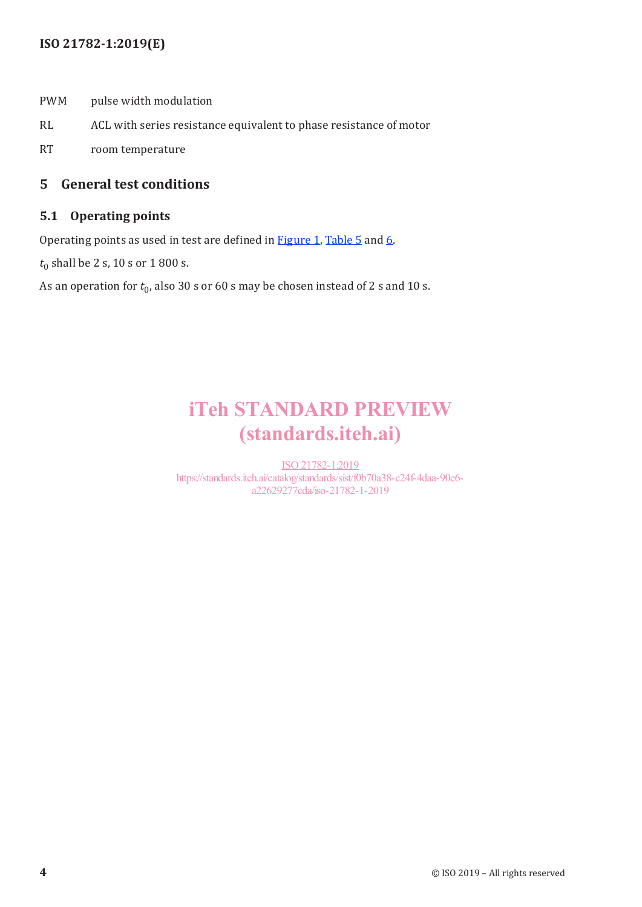PWM pulse width modulation

RL ACL with series resistance equivalent to phase resistance of motor

RT room temperature

## 5 General test conditions

### 5.1 Operating points

Operating points as used in test are defined in Figure 1, Table 5 and 6.

$t_0$ shall be 2 s, 10 s or 1 800 s.

As an operation for $t_0$, also 30 s or 60 s may be chosen instead of 2 s and 10 s.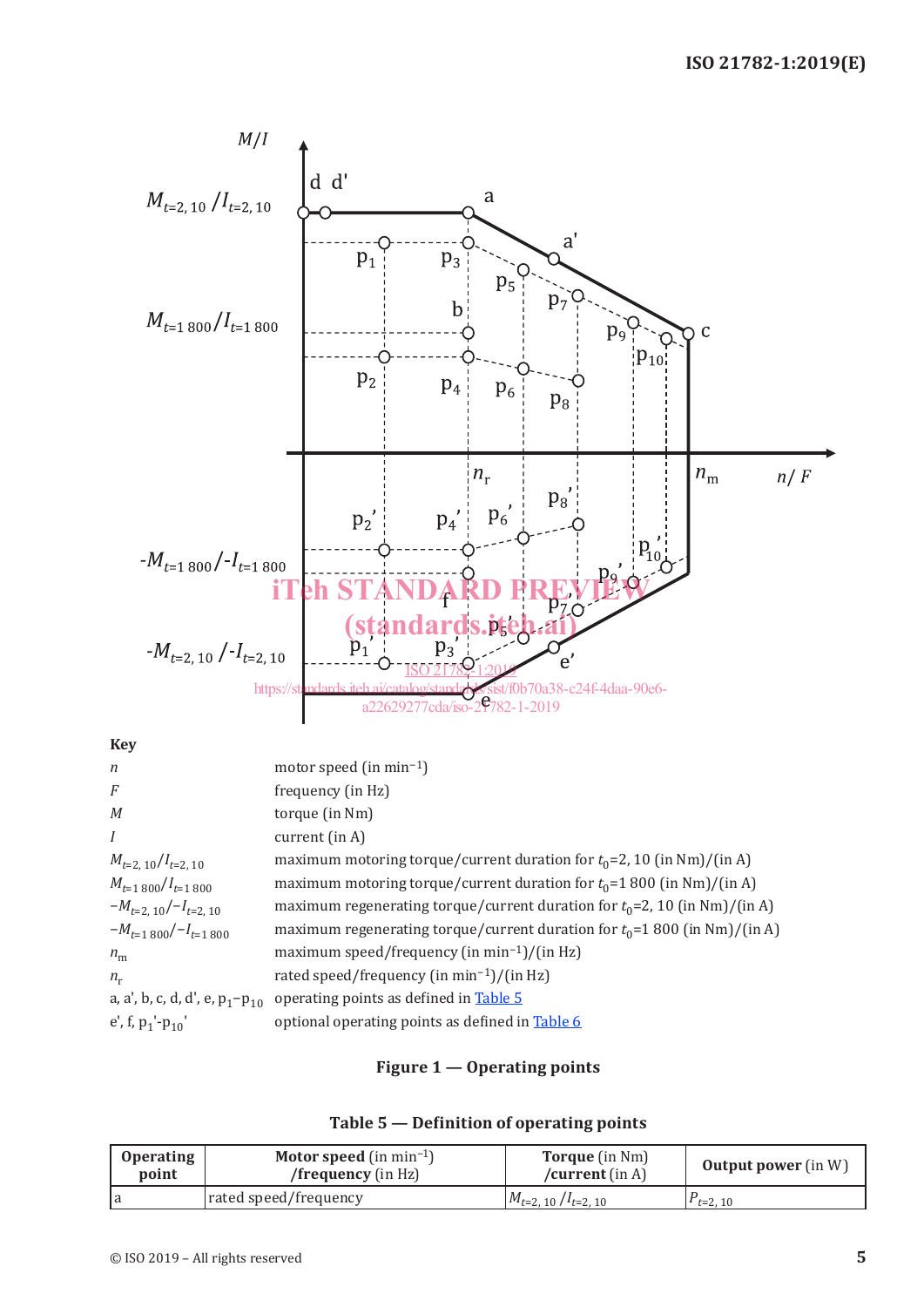$M/I$

d d'

a

a'

$M_{t=2,\,10}/I_{t=2,\,10}$

$p_1$ $p_3$ $p_5$ $p_7$

b

$M_{t=1\,800}/I_{t=1\,800}$

$p_9$ c $p_{10}$

$p_2$ $p_4$ $p_6$ $p_8$

$n_r$ $n_m$ $n/F$

$p_8'$

$p_2'$ $p_4'$ $p_6'$

$-M_{t=1\,800}/-I_{t=1\,800}$

$p_{10}'$

$p_9'$

f

$p_7'$

$p_5'$

$-M_{t=2,\,10}/-I_{t=2,\,10}$

$p_1'$ $p_3'$

e'

e

**Key**

| | |
|---|---|
| $n$ | motor speed (in min$^{-1}$) |
| $F$ | frequency (in Hz) |
| $M$ | torque (in Nm) |
| $I$ | current (in A) |
| $M_{t=2,\,10}/I_{t=2,\,10}$ | maximum motoring torque/current duration for $t_0$=2, 10 (in Nm)/(in A) |
| $M_{t=1\,800}/I_{t=1\,800}$ | maximum motoring torque/current duration for $t_0$=1 800 (in Nm)/(in A) |
| $-M_{t=2,\,10}/-I_{t=2,\,10}$ | maximum regenerating torque/current duration for $t_0$=2, 10 (in Nm)/(in A) |
| $-M_{t=1\,800}/-I_{t=1\,800}$ | maximum regenerating torque/current duration for $t_0$=1 800 (in Nm)/(in A) |
| $n_m$ | maximum speed/frequency (in min$^{-1}$)/(in Hz) |
| $n_r$ | rated speed/frequency (in min$^{-1}$)/(in Hz) |
| a, a', b, c, d, d', e, $p_1$–$p_{10}$ | operating points as defined in Table 5 |
| e', f, $p_1'$-$p_{10}'$ | optional operating points as defined in Table 6 |

**Figure 1 — Operating points**

**Table 5 — Definition of operating points**

| **Operating point** | **Motor speed** (in min$^{-1}$) **/frequency** (in Hz) | **Torque** (in Nm) **/current** (in A) | **Output power** (in W) |
|---|---|---|---|
| a | rated speed/frequency | $M_{t=2,\,10}/I_{t=2,\,10}$ | $P_{t=2,\,10}$ |